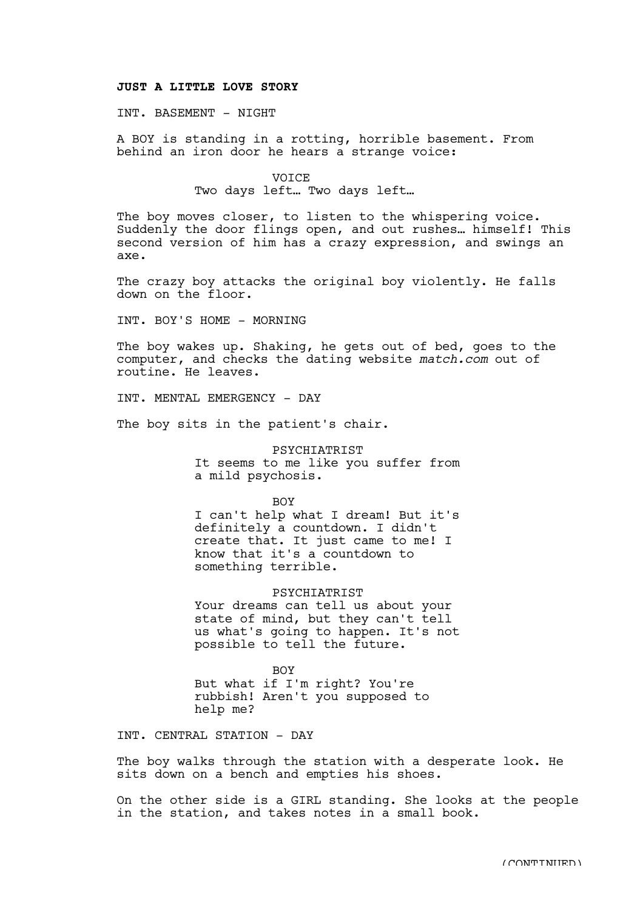**JUST A LITTLE LOVE STORY**

INT. BASEMENT - NIGHT

A BOY is standing in a rotting, horrible basement. From behind an iron door he hears a strange voice:

VOICE
Two days left… Two days left…

The boy moves closer, to listen to the whispering voice. Suddenly the door flings open, and out rushes… himself! This second version of him has a crazy expression, and swings an axe.

The crazy boy attacks the original boy violently. He falls down on the floor.

INT. BOY'S HOME - MORNING

The boy wakes up. Shaking, he gets out of bed, goes to the computer, and checks the dating website *match.com* out of routine. He leaves.

INT. MENTAL EMERGENCY - DAY

The boy sits in the patient's chair.

PSYCHIATRIST
It seems to me like you suffer from a mild psychosis.

BOY
I can't help what I dream! But it's definitely a countdown. I didn't create that. It just came to me! I know that it's a countdown to something terrible.

PSYCHIATRIST
Your dreams can tell us about your state of mind, but they can't tell us what's going to happen. It's not possible to tell the future.

BOY
But what if I'm right? You're rubbish! Aren't you supposed to help me?

INT. CENTRAL STATION - DAY

The boy walks through the station with a desperate look. He sits down on a bench and empties his shoes.

On the other side is a GIRL standing. She looks at the people in the station, and takes notes in a small book.

(CONTINUED)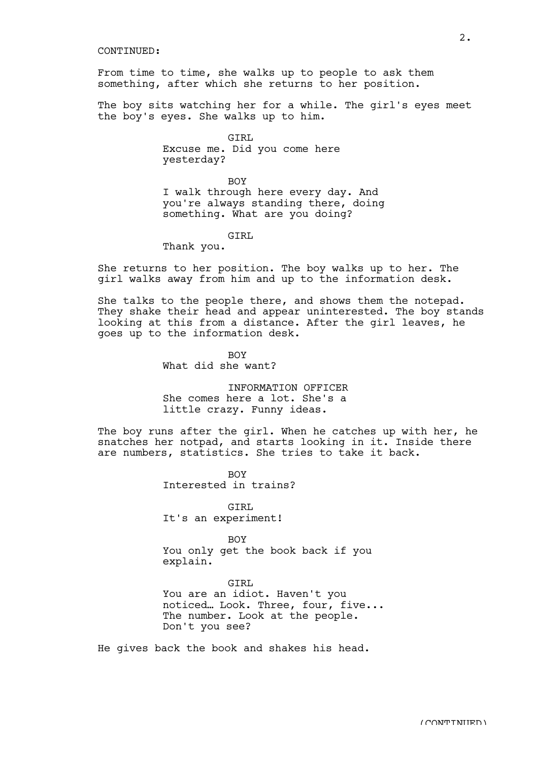CONTINUED:

From time to time, she walks up to people to ask them something, after which she returns to her position.

The boy sits watching her for a while. The girl's eyes meet the boy's eyes. She walks up to him.

GIRL
Excuse me. Did you come here yesterday?

BOY
I walk through here every day. And you're always standing there, doing something. What are you doing?

GIRL
Thank you.

She returns to her position. The boy walks up to her. The girl walks away from him and up to the information desk.

She talks to the people there, and shows them the notepad. They shake their head and appear uninterested. The boy stands looking at this from a distance. After the girl leaves, he goes up to the information desk.

BOY
What did she want?

INFORMATION OFFICER
She comes here a lot. She's a little crazy. Funny ideas.

The boy runs after the girl. When he catches up with her, he snatches her notpad, and starts looking in it. Inside there are numbers, statistics. She tries to take it back.

BOY
Interested in trains?

GIRL
It's an experiment!

BOY
You only get the book back if you explain.

GIRL
You are an idiot. Haven't you noticed… Look. Three, four, five... The number. Look at the people. Don't you see?

He gives back the book and shakes his head.

(CONTINUED)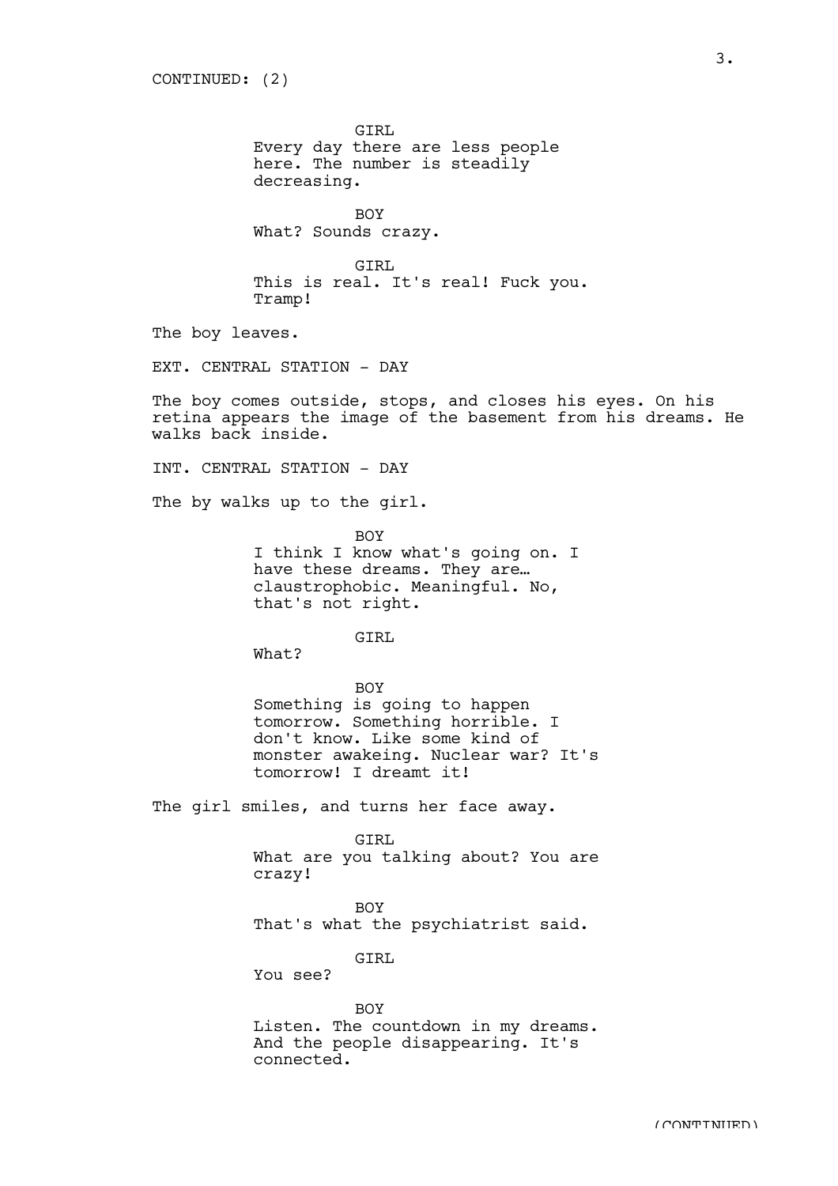CONTINUED: (2)

GIRL
Every day there are less people here. The number is steadily decreasing.

BOY
What? Sounds crazy.

GIRL
This is real. It's real! Fuck you. Tramp!

The boy leaves.

EXT. CENTRAL STATION - DAY

The boy comes outside, stops, and closes his eyes. On his retina appears the image of the basement from his dreams. He walks back inside.

INT. CENTRAL STATION - DAY

The by walks up to the girl.

BOY
I think I know what's going on. I have these dreams. They are… claustrophobic. Meaningful. No, that's not right.

GIRL
What?

BOY
Something is going to happen tomorrow. Something horrible. I don't know. Like some kind of monster awakeing. Nuclear war? It's tomorrow! I dreamt it!

The girl smiles, and turns her face away.

GIRL
What are you talking about? You are crazy!

BOY
That's what the psychiatrist said.

GIRL
You see?

BOY
Listen. The countdown in my dreams. And the people disappearing. It's connected.

(CONTINUED)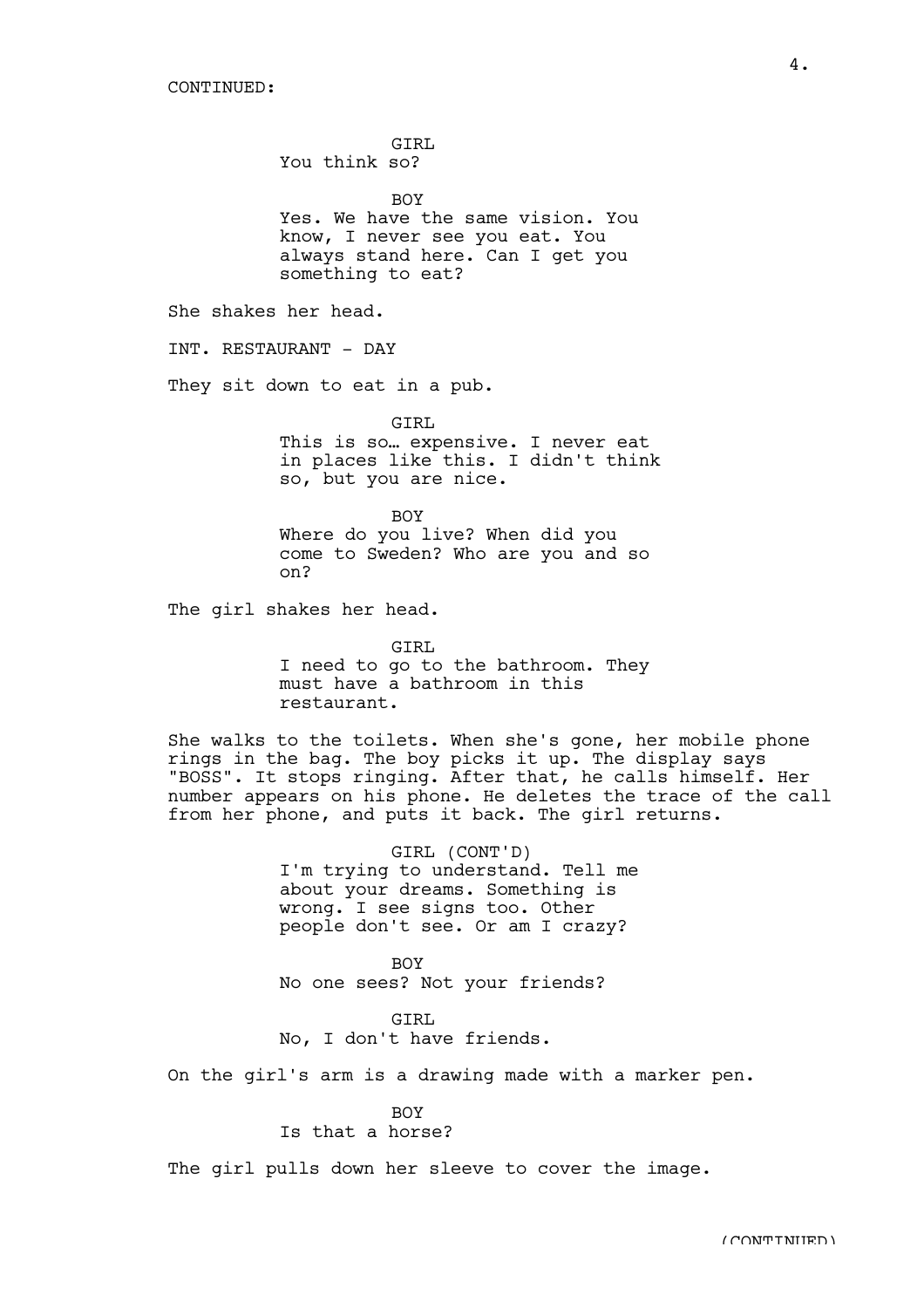CONTINUED:

GIRL
You think so?

BOY
Yes. We have the same vision. You know, I never see you eat. You always stand here. Can I get you something to eat?

She shakes her head.

INT. RESTAURANT - DAY

They sit down to eat in a pub.

GIRL
This is so… expensive. I never eat in places like this. I didn't think so, but you are nice.

BOY
Where do you live? When did you come to Sweden? Who are you and so on?

The girl shakes her head.

GIRL
I need to go to the bathroom. They must have a bathroom in this restaurant.

She walks to the toilets. When she's gone, her mobile phone rings in the bag. The boy picks it up. The display says "BOSS". It stops ringing. After that, he calls himself. Her number appears on his phone. He deletes the trace of the call from her phone, and puts it back. The girl returns.

GIRL (CONT'D)
I'm trying to understand. Tell me about your dreams. Something is wrong. I see signs too. Other people don't see. Or am I crazy?

BOY
No one sees? Not your friends?

GIRL
No, I don't have friends.

On the girl's arm is a drawing made with a marker pen.

BOY
Is that a horse?

The girl pulls down her sleeve to cover the image.

(CONTINUED)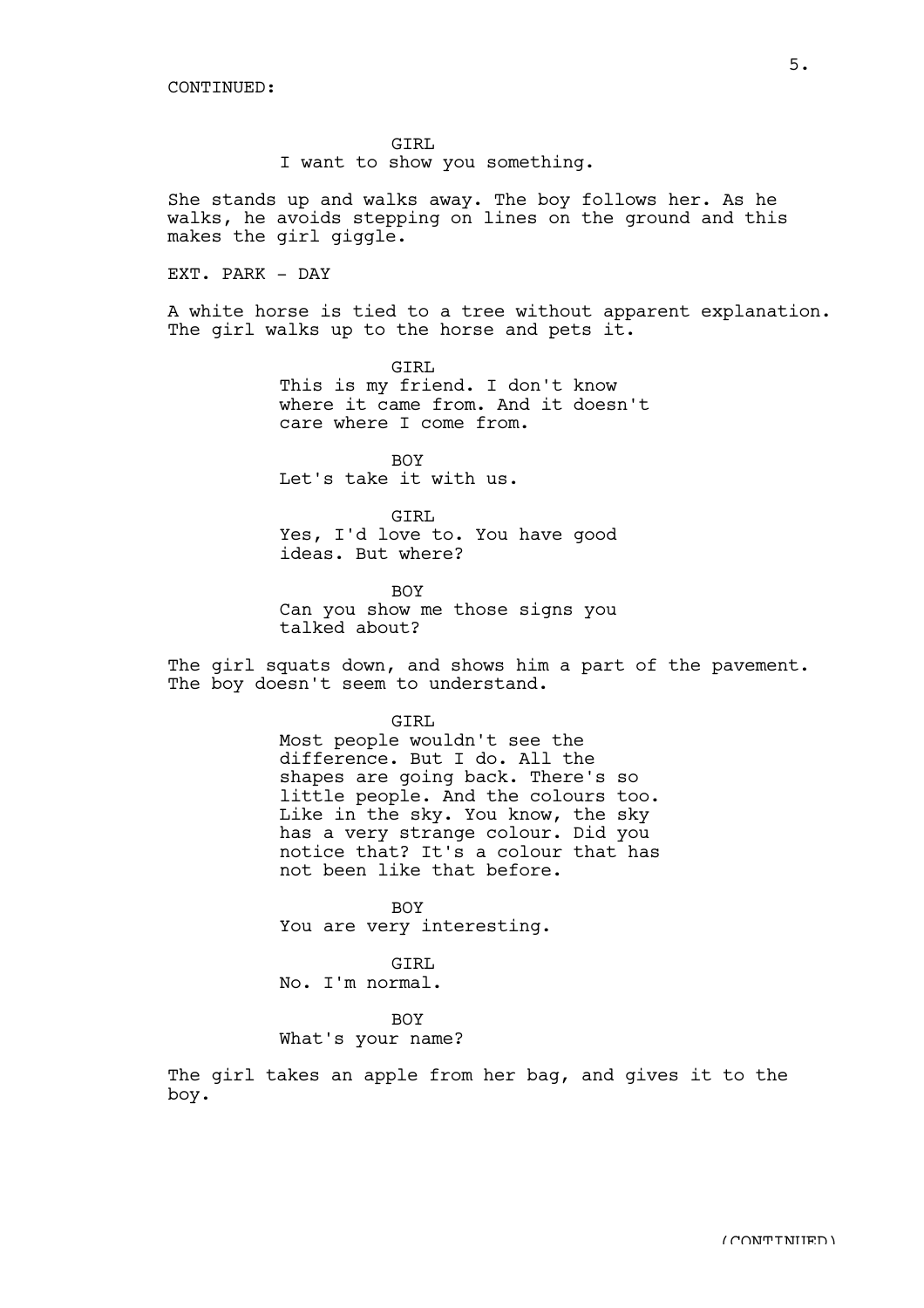CONTINUED:

GIRL
I want to show you something.

She stands up and walks away. The boy follows her. As he walks, he avoids stepping on lines on the ground and this makes the girl giggle.

EXT. PARK - DAY

A white horse is tied to a tree without apparent explanation. The girl walks up to the horse and pets it.

GIRL
This is my friend. I don't know where it came from. And it doesn't care where I come from.

BOY
Let's take it with us.

GIRL
Yes, I'd love to. You have good ideas. But where?

BOY
Can you show me those signs you talked about?

The girl squats down, and shows him a part of the pavement. The boy doesn't seem to understand.

GIRL
Most people wouldn't see the difference. But I do. All the shapes are going back. There's so little people. And the colours too. Like in the sky. You know, the sky has a very strange colour. Did you notice that? It's a colour that has not been like that before.

BOY
You are very interesting.

GIRL
No. I'm normal.

BOY
What's your name?

The girl takes an apple from her bag, and gives it to the boy.

(CONTINUED)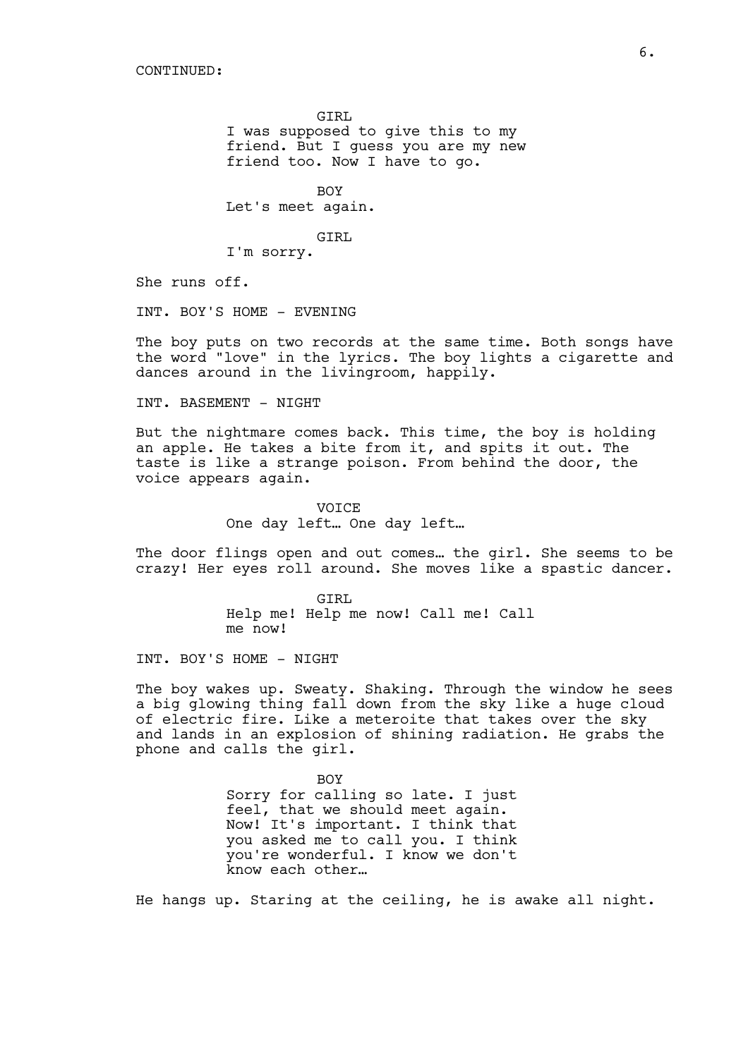CONTINUED:

GIRL
I was supposed to give this to my friend. But I guess you are my new friend too. Now I have to go.

BOY
Let's meet again.

GIRL
I'm sorry.

She runs off.

INT. BOY'S HOME - EVENING

The boy puts on two records at the same time. Both songs have the word "love" in the lyrics. The boy lights a cigarette and dances around in the livingroom, happily.

INT. BASEMENT - NIGHT

But the nightmare comes back. This time, the boy is holding an apple. He takes a bite from it, and spits it out. The taste is like a strange poison. From behind the door, the voice appears again.

VOICE
One day left… One day left…

The door flings open and out comes… the girl. She seems to be crazy! Her eyes roll around. She moves like a spastic dancer.

GIRL
Help me! Help me now! Call me! Call me now!

INT. BOY'S HOME - NIGHT

The boy wakes up. Sweaty. Shaking. Through the window he sees a big glowing thing fall down from the sky like a huge cloud of electric fire. Like a meteroite that takes over the sky and lands in an explosion of shining radiation. He grabs the phone and calls the girl.

BOY
Sorry for calling so late. I just feel, that we should meet again. Now! It's important. I think that you asked me to call you. I think you're wonderful. I know we don't know each other…

He hangs up. Staring at the ceiling, he is awake all night.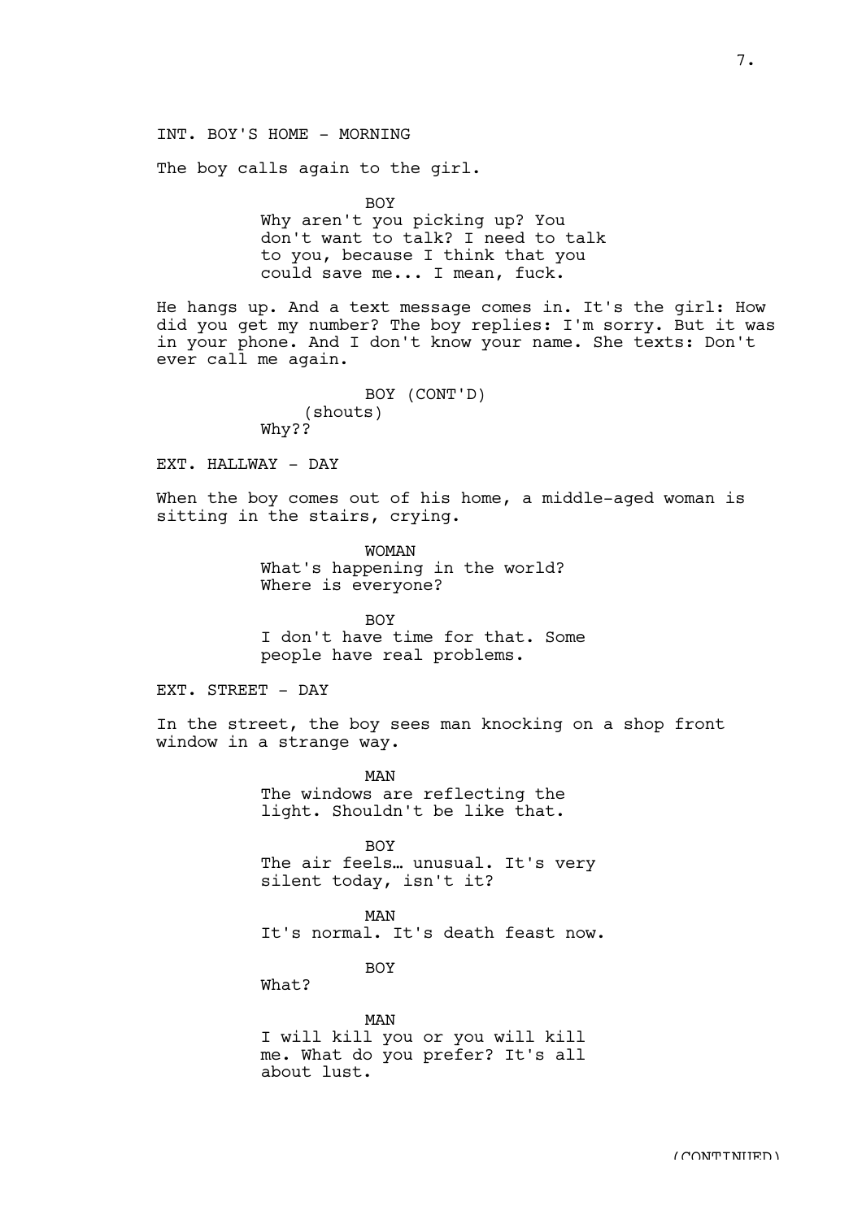INT. BOY'S HOME - MORNING

The boy calls again to the girl.

BOY
Why aren't you picking up? You don't want to talk? I need to talk to you, because I think that you could save me... I mean, fuck.

He hangs up. And a text message comes in. It's the girl: How did you get my number? The boy replies: I'm sorry. But it was in your phone. And I don't know your name. She texts: Don't ever call me again.

BOY (CONT'D)
(shouts)
Why??

EXT. HALLWAY - DAY

When the boy comes out of his home, a middle-aged woman is sitting in the stairs, crying.

WOMAN
What's happening in the world? Where is everyone?

BOY
I don't have time for that. Some people have real problems.

EXT. STREET - DAY

In the street, the boy sees man knocking on a shop front window in a strange way.

MAN
The windows are reflecting the light. Shouldn't be like that.

BOY
The air feels… unusual. It's very silent today, isn't it?

MAN
It's normal. It's death feast now.

BOY
What?

MAN
I will kill you or you will kill me. What do you prefer? It's all about lust.

(CONTINUED)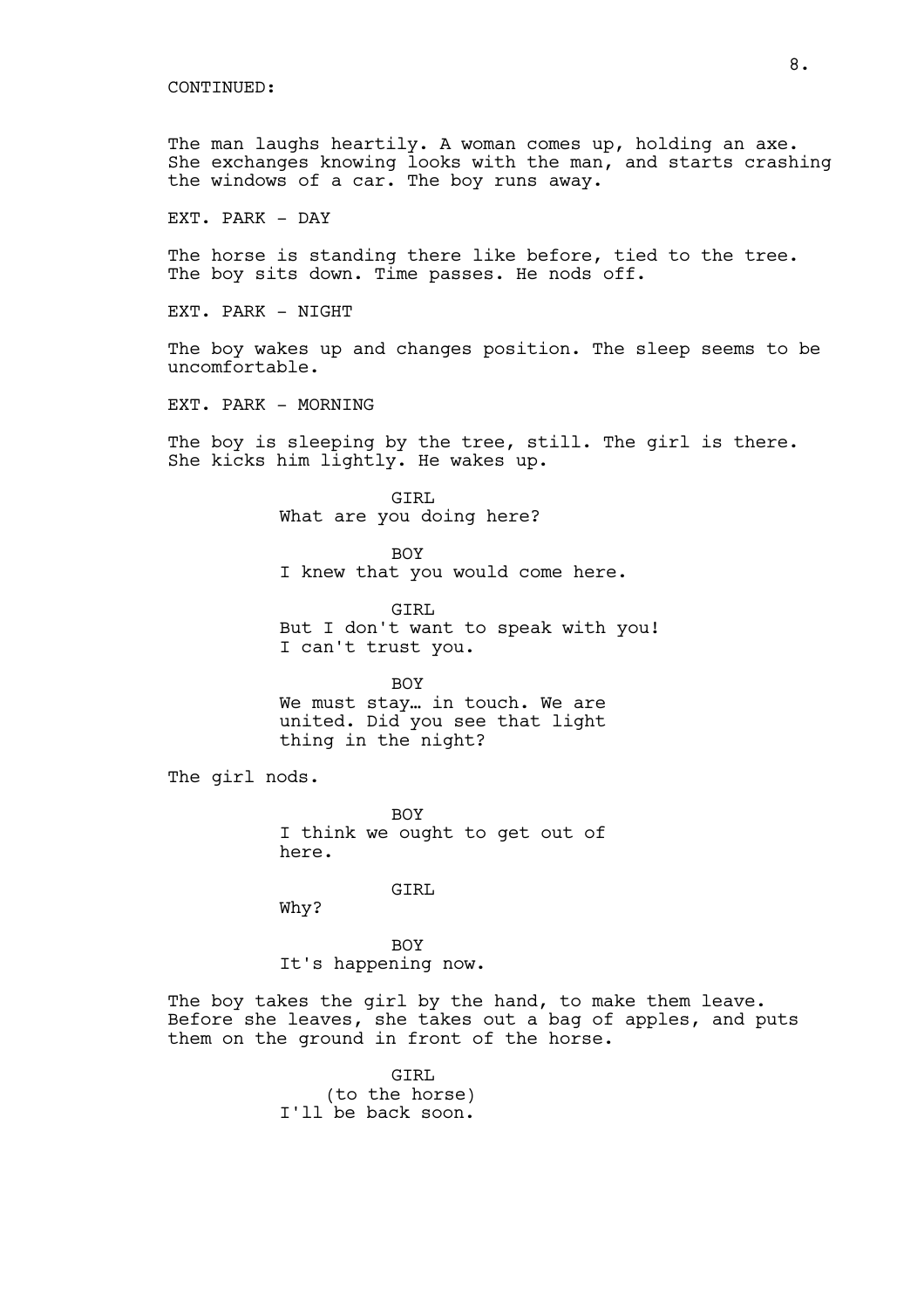CONTINUED:

The man laughs heartily. A woman comes up, holding an axe. She exchanges knowing looks with the man, and starts crashing the windows of a car. The boy runs away.

EXT. PARK - DAY

The horse is standing there like before, tied to the tree. The boy sits down. Time passes. He nods off.

EXT. PARK - NIGHT

The boy wakes up and changes position. The sleep seems to be uncomfortable.

EXT. PARK - MORNING

The boy is sleeping by the tree, still. The girl is there. She kicks him lightly. He wakes up.

GIRL
What are you doing here?

BOY
I knew that you would come here.

GIRL
But I don't want to speak with you! I can't trust you.

BOY
We must stay… in touch. We are united. Did you see that light thing in the night?

The girl nods.

BOY
I think we ought to get out of here.

GIRL
Why?

BOY
It's happening now.

The boy takes the girl by the hand, to make them leave. Before she leaves, she takes out a bag of apples, and puts them on the ground in front of the horse.

GIRL
(to the horse)
I'll be back soon.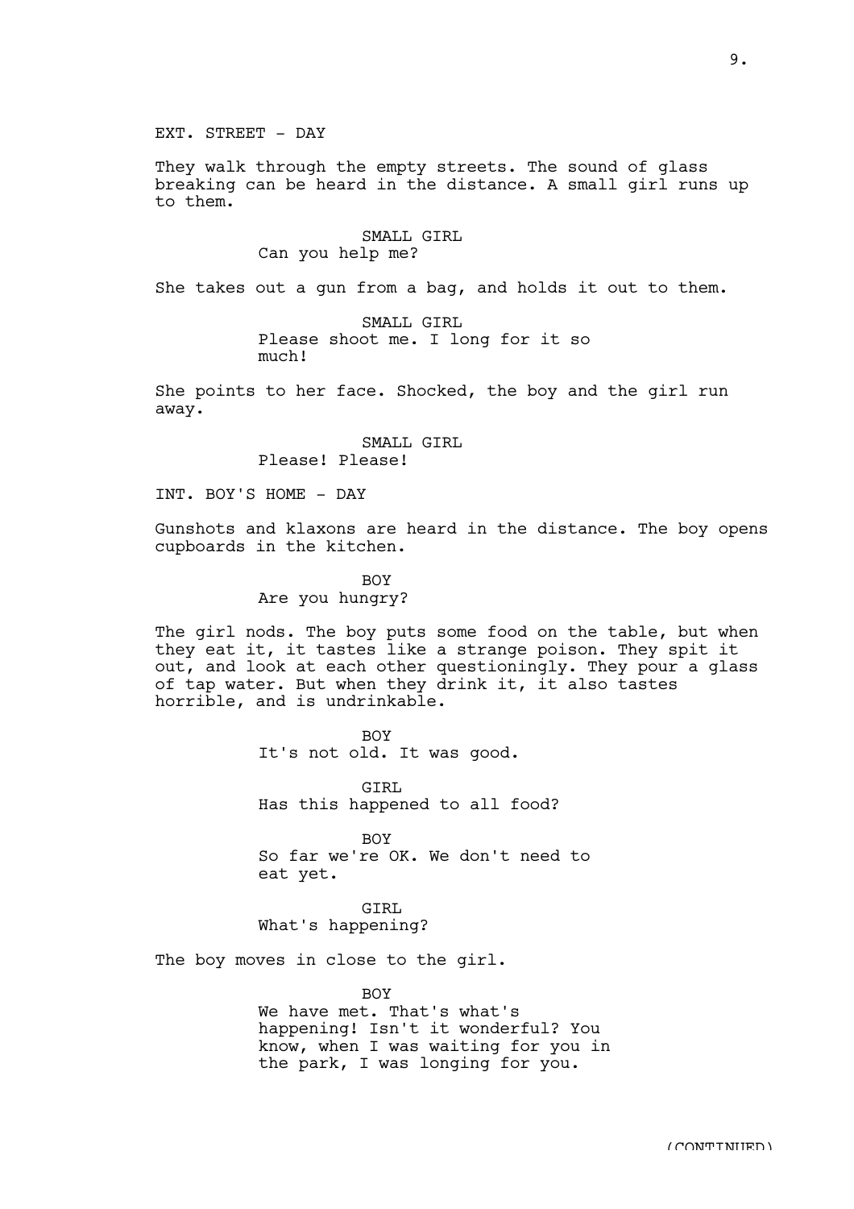EXT. STREET - DAY

They walk through the empty streets. The sound of glass breaking can be heard in the distance. A small girl runs up to them.

SMALL GIRL
Can you help me?

She takes out a gun from a bag, and holds it out to them.

SMALL GIRL
Please shoot me. I long for it so much!

She points to her face. Shocked, the boy and the girl run away.

SMALL GIRL
Please! Please!

INT. BOY'S HOME - DAY

Gunshots and klaxons are heard in the distance. The boy opens cupboards in the kitchen.

BOY
Are you hungry?

The girl nods. The boy puts some food on the table, but when they eat it, it tastes like a strange poison. They spit it out, and look at each other questioningly. They pour a glass of tap water. But when they drink it, it also tastes horrible, and is undrinkable.

BOY
It's not old. It was good.

GIRL
Has this happened to all food?

BOY
So far we're OK. We don't need to eat yet.

GIRL
What's happening?

The boy moves in close to the girl.

BOY
We have met. That's what's happening! Isn't it wonderful? You know, when I was waiting for you in the park, I was longing for you.

(CONTINUED)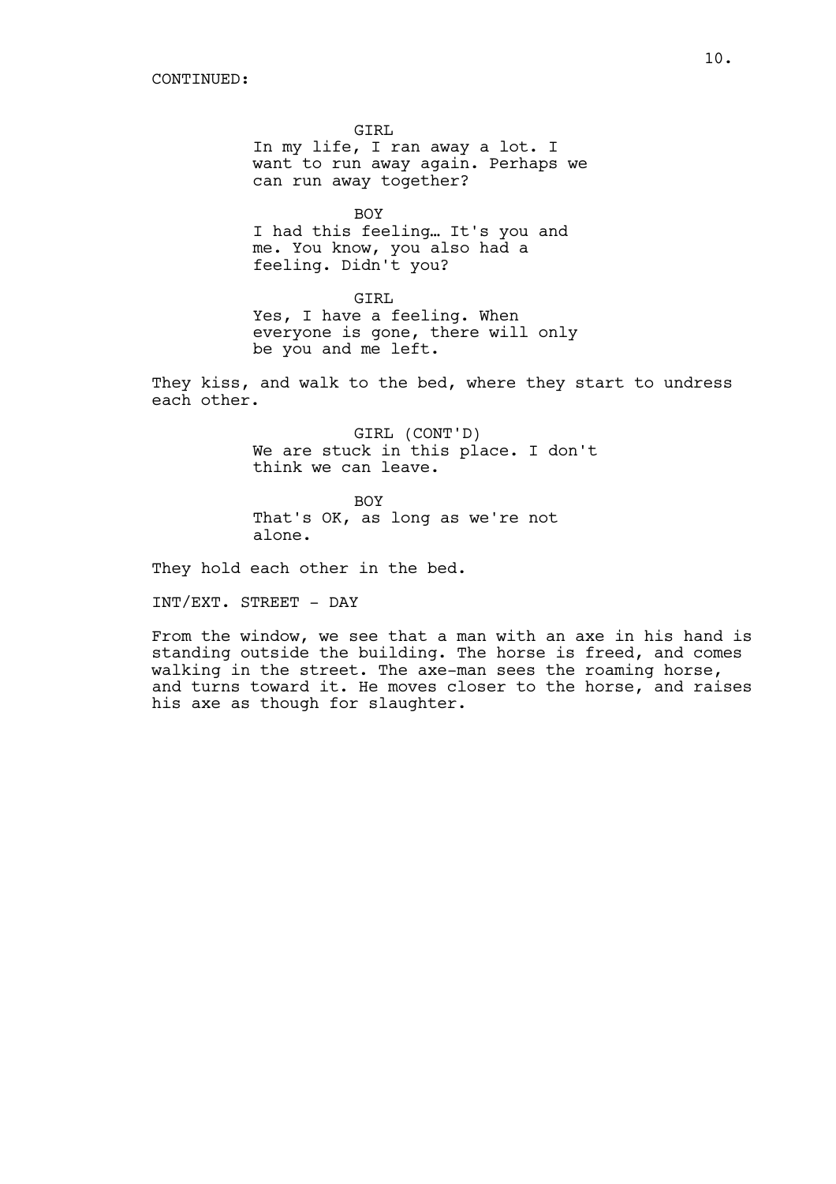CONTINUED:

GIRL
In my life, I ran away a lot. I want to run away again. Perhaps we can run away together?

BOY
I had this feeling… It's you and me. You know, you also had a feeling. Didn't you?

GIRL
Yes, I have a feeling. When everyone is gone, there will only be you and me left.

They kiss, and walk to the bed, where they start to undress each other.

GIRL (CONT'D)
We are stuck in this place. I don't think we can leave.

BOY
That's OK, as long as we're not alone.

They hold each other in the bed.

INT/EXT. STREET - DAY

From the window, we see that a man with an axe in his hand is standing outside the building. The horse is freed, and comes walking in the street. The axe-man sees the roaming horse, and turns toward it. He moves closer to the horse, and raises his axe as though for slaughter.